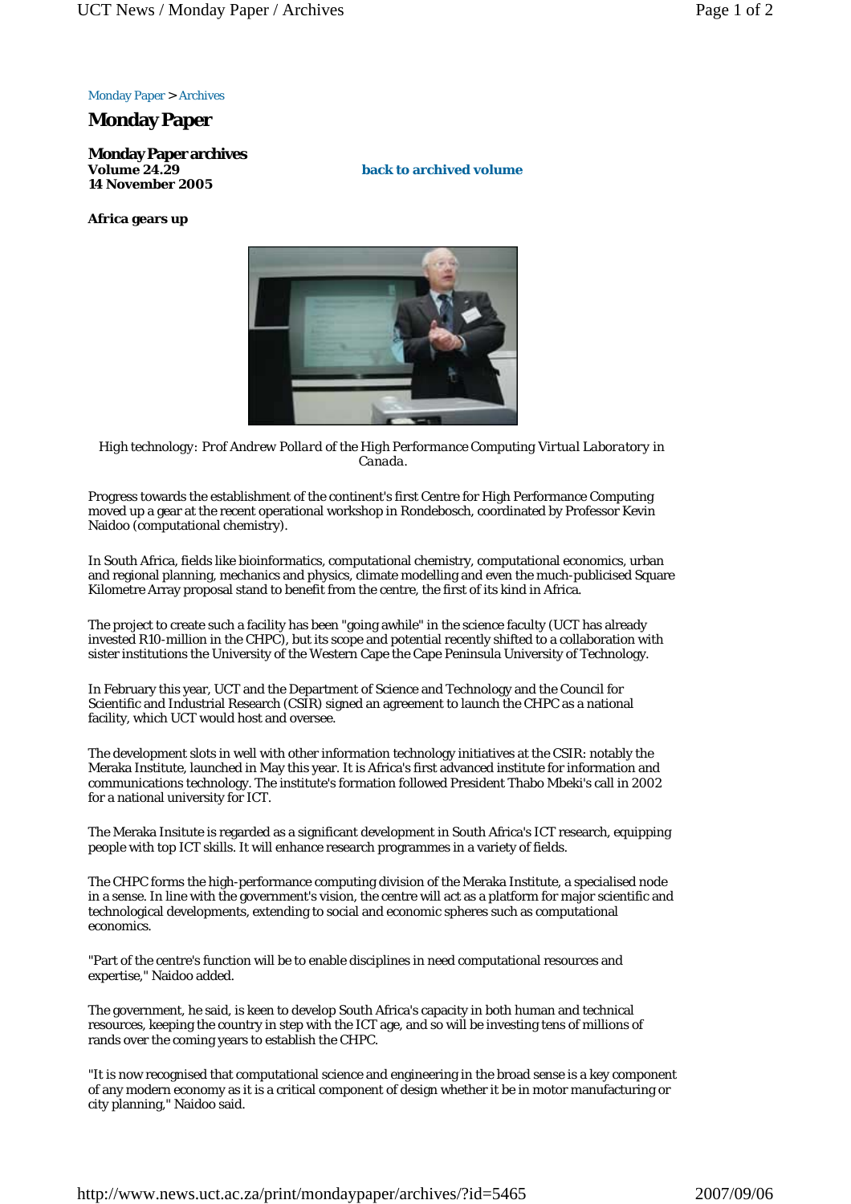Monday Paper > Archives

# Monday Paper

## Monday Paper archives

**Volume 24.29**
**14 November 2005**

**back to archived volume**

### Africa gears up

*High technology: Prof Andrew Pollard of the High Performance Computing Virtual Laboratory in Canada.*

Progress towards the establishment of the continent's first Centre for High Performance Computing moved up a gear at the recent operational workshop in Rondebosch, coordinated by Professor Kevin Naidoo (computational chemistry).

In South Africa, fields like bioinformatics, computational chemistry, computational economics, urban and regional planning, mechanics and physics, climate modelling and even the much-publicised Square Kilometre Array proposal stand to benefit from the centre, the first of its kind in Africa.

The project to create such a facility has been "going awhile" in the science faculty (UCT has already invested R10-million in the CHPC), but its scope and potential recently shifted to a collaboration with sister institutions the University of the Western Cape the Cape Peninsula University of Technology.

In February this year, UCT and the Department of Science and Technology and the Council for Scientific and Industrial Research (CSIR) signed an agreement to launch the CHPC as a national facility, which UCT would host and oversee.

The development slots in well with other information technology initiatives at the CSIR: notably the Meraka Institute, launched in May this year. It is Africa's first advanced institute for information and communications technology. The institute's formation followed President Thabo Mbeki's call in 2002 for a national university for ICT.

The Meraka Insitute is regarded as a significant development in South Africa's ICT research, equipping people with top ICT skills. It will enhance research programmes in a variety of fields.

The CHPC forms the high-performance computing division of the Meraka Institute, a specialised node in a sense. In line with the government's vision, the centre will act as a platform for major scientific and technological developments, extending to social and economic spheres such as computational economics.

"Part of the centre's function will be to enable disciplines in need computational resources and expertise," Naidoo added.

The government, he said, is keen to develop South Africa's capacity in both human and technical resources, keeping the country in step with the ICT age, and so will be investing tens of millions of rands over the coming years to establish the CHPC.

"It is now recognised that computational science and engineering in the broad sense is a key component of any modern economy as it is a critical component of design whether it be in motor manufacturing or city planning," Naidoo said.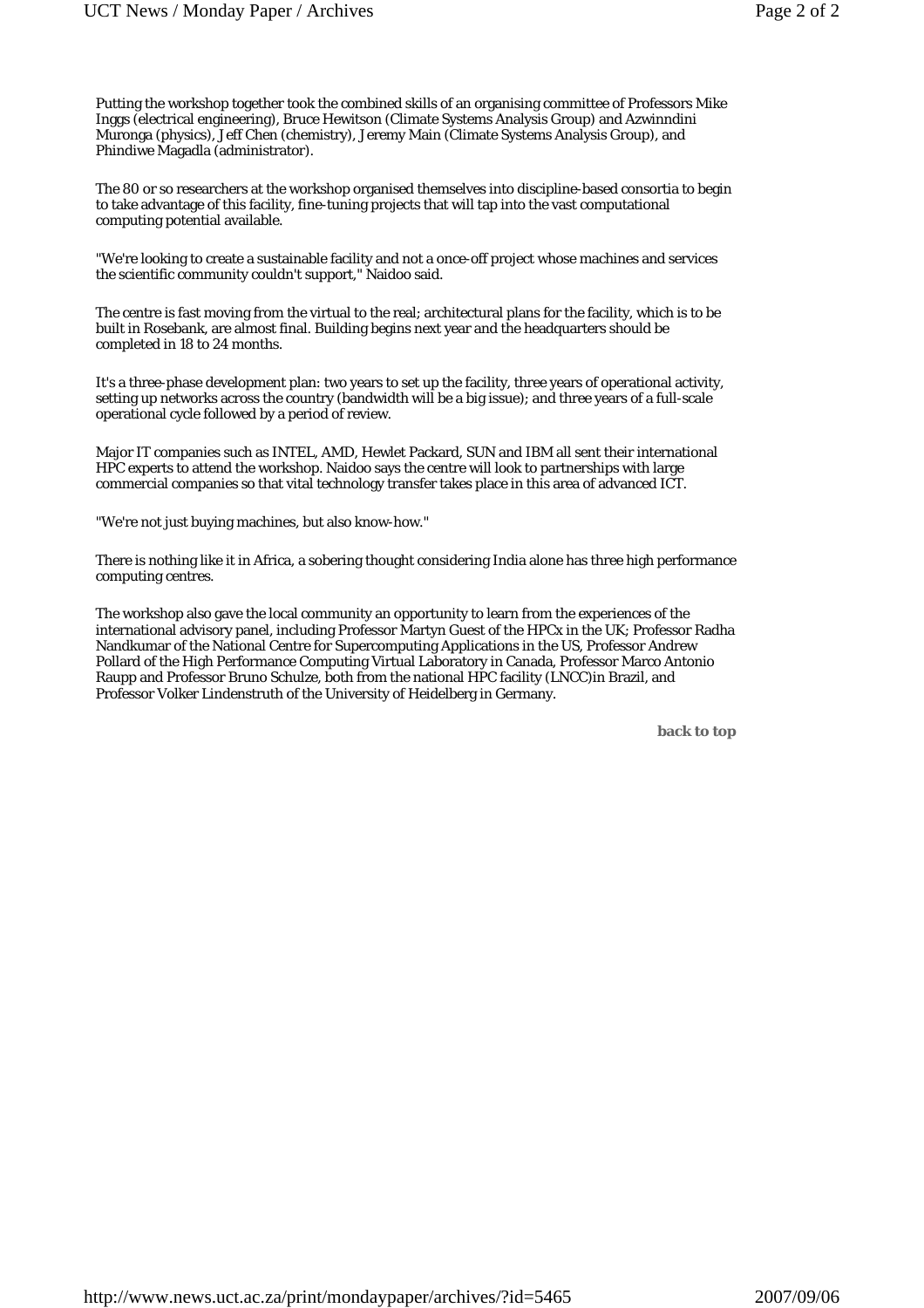Putting the workshop together took the combined skills of an organising committee of Professors Mike Inggs (electrical engineering), Bruce Hewitson (Climate Systems Analysis Group) and Azwinndini Muronga (physics), Jeff Chen (chemistry), Jeremy Main (Climate Systems Analysis Group), and Phindiwe Magadla (administrator).

The 80 or so researchers at the workshop organised themselves into discipline-based consortia to begin to take advantage of this facility, fine-tuning projects that will tap into the vast computational computing potential available.

"We're looking to create a sustainable facility and not a once-off project whose machines and services the scientific community couldn't support," Naidoo said.

The centre is fast moving from the virtual to the real; architectural plans for the facility, which is to be built in Rosebank, are almost final. Building begins next year and the headquarters should be completed in 18 to 24 months.

It's a three-phase development plan: two years to set up the facility, three years of operational activity, setting up networks across the country (bandwidth will be a big issue); and three years of a full-scale operational cycle followed by a period of review.

Major IT companies such as INTEL, AMD, Hewlet Packard, SUN and IBM all sent their international HPC experts to attend the workshop. Naidoo says the centre will look to partnerships with large commercial companies so that vital technology transfer takes place in this area of advanced ICT.

"We're not just buying machines, but also know-how."

There is nothing like it in Africa, a sobering thought considering India alone has three high performance computing centres.

The workshop also gave the local community an opportunity to learn from the experiences of the international advisory panel, including Professor Martyn Guest of the HPCx in the UK; Professor Radha Nandkumar of the National Centre for Supercomputing Applications in the US, Professor Andrew Pollard of the High Performance Computing Virtual Laboratory in Canada, Professor Marco Antonio Raupp and Professor Bruno Schulze, both from the national HPC facility (LNCC)in Brazil, and Professor Volker Lindenstruth of the University of Heidelberg in Germany.

**back to top**